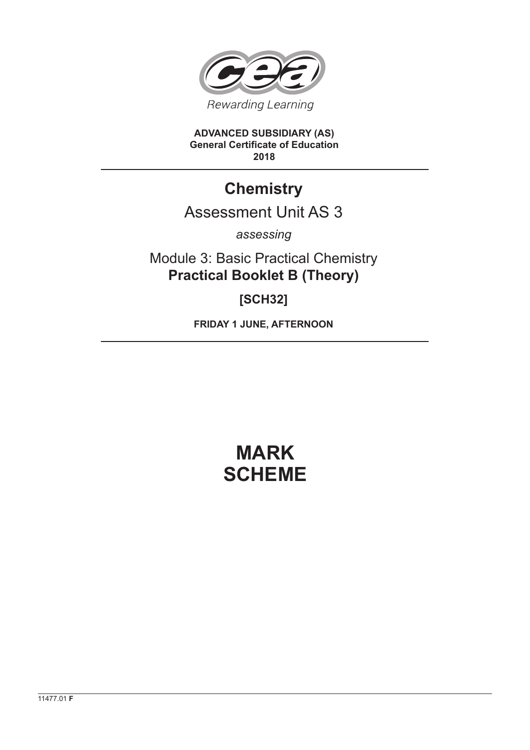Rewarding Learning

**ADVANCED SUBSIDIARY (AS)**
**General Certificate of Education**
**2018**

# Chemistry

## Assessment Unit AS 3

*assessing*

## Module 3: Basic Practical Chemistry
## **Practical Booklet B (Theory)**

**[SCH32]**

**FRIDAY 1 JUNE, AFTERNOON**

# MARK SCHEME

11477.01 **F**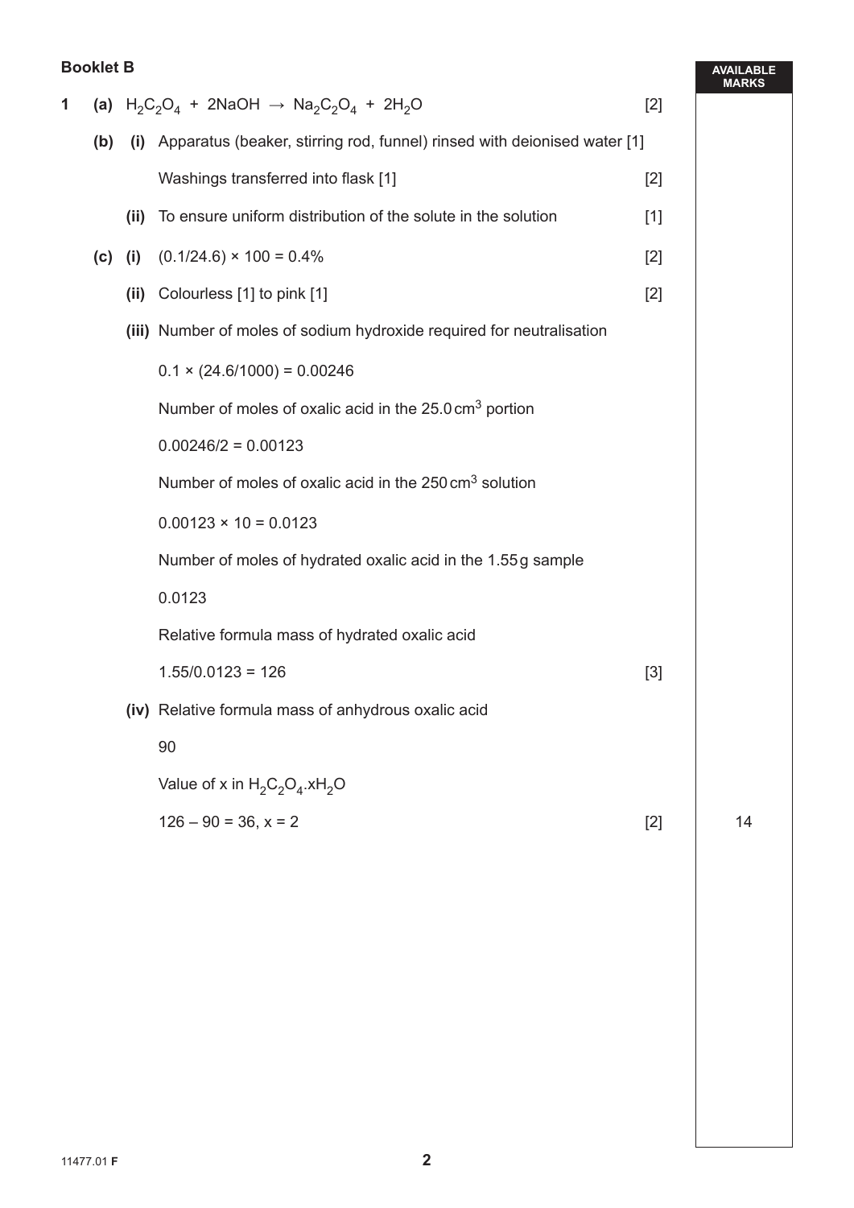**Booklet B**

**1** **(a)** $H_2C_2O_4 + 2NaOH \rightarrow Na_2C_2O_4 + 2H_2O$ [2]

**(b)** **(i)** Apparatus (beaker, stirring rod, funnel) rinsed with deionised water [1]

Washings transferred into flask [1] [2]

**(ii)** To ensure uniform distribution of the solute in the solution [1]

**(c)** **(i)** $(0.1/24.6) \times 100 = 0.4\%$ [2]

**(ii)** Colourless [1] to pink [1] [2]

**(iii)** Number of moles of sodium hydroxide required for neutralisation

$0.1 \times (24.6/1000) = 0.00246$

Number of moles of oxalic acid in the $25.0\,cm^3$ portion

$0.00246/2 = 0.00123$

Number of moles of oxalic acid in the $250\,cm^3$ solution

$0.00123 \times 10 = 0.0123$

Number of moles of hydrated oxalic acid in the 1.55 g sample

0.0123

Relative formula mass of hydrated oxalic acid

$1.55/0.0123 = 126$ [3]

**(iv)** Relative formula mass of anhydrous oxalic acid

90

Value of x in $H_2C_2O_4.xH_2O$

$126 - 90 = 36$, $x = 2$ [2]

AVAILABLE MARKS: 14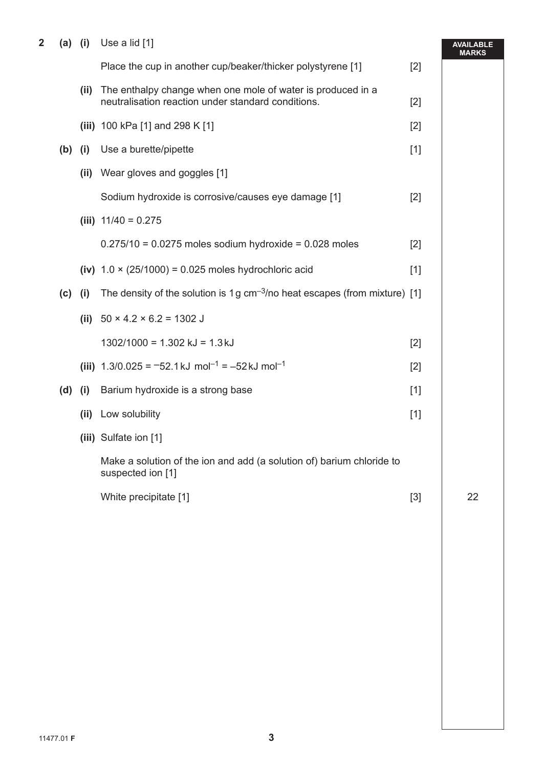| | | | | | AVAILABLE MARKS |
|---|---|---|---|---|---|
| 2 | (a) | (i) | Use a lid [1] | | |
| | | | Place the cup in another cup/beaker/thicker polystyrene [1] | [2] | |
| | | (ii) | The enthalpy change when one mole of water is produced in a neutralisation reaction under standard conditions. | [2] | |
| | | (iii) | 100 kPa [1] and 298 K [1] | [2] | |
| | (b) | (i) | Use a burette/pipette | [1] | |
| | | (ii) | Wear gloves and goggles [1] | | |
| | | | Sodium hydroxide is corrosive/causes eye damage [1] | [2] | |
| | | (iii) | 11/40 = 0.275 | | |
| | | | 0.275/10 = 0.0275 moles sodium hydroxide = 0.028 moles | [2] | |
| | | (iv) | 1.0 × (25/1000) = 0.025 moles hydrochloric acid | [1] | |
| | (c) | (i) | The density of the solution is 1 g $cm^{-3}$/no heat escapes (from mixture) | [1] | |
| | | (ii) | 50 × 4.2 × 6.2 = 1302 J | | |
| | | | 1302/1000 = 1.302 kJ = 1.3 kJ | [2] | |
| | | (iii) | 1.3/0.025 = −52.1 kJ $mol^{-1}$ = −52 kJ $mol^{-1}$ | [2] | |
| | (d) | (i) | Barium hydroxide is a strong base | [1] | |
| | | (ii) | Low solubility | [1] | |
| | | (iii) | Sulfate ion [1] | | |
| | | | Make a solution of the ion and add (a solution of) barium chloride to suspected ion [1] | | |
| | | | White precipitate [1] | [3] | 22 |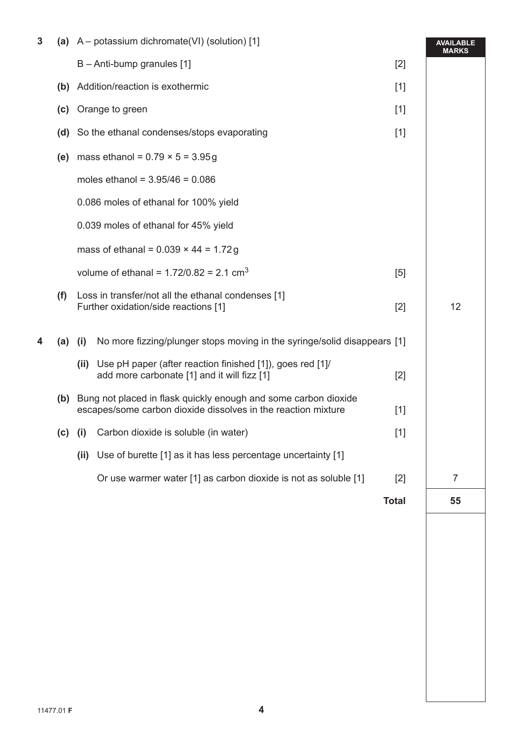| | | | | | AVAILABLE MARKS |
|---|---|---|---|---|---|
| 3 | (a) | | A – potassium dichromate(VI) (solution) [1] | | |
| | | | B – Anti-bump granules [1] | [2] | |
| | (b) | | Addition/reaction is exothermic | [1] | |
| | (c) | | Orange to green | [1] | |
| | (d) | | So the ethanal condenses/stops evaporating | [1] | |
| | (e) | | mass ethanol = 0.79 × 5 = 3.95 g | | |
| | | | moles ethanol = 3.95/46 = 0.086 | | |
| | | | 0.086 moles of ethanal for 100% yield | | |
| | | | 0.039 moles of ethanal for 45% yield | | |
| | | | mass of ethanal = 0.039 × 44 = 1.72 g | | |
| | | | volume of ethanal = 1.72/0.82 = 2.1 $cm^3$ | [5] | |
| | (f) | | Loss in transfer/not all the ethanal condenses [1] Further oxidation/side reactions [1] | [2] | 12 |
| 4 | (a) | (i) | No more fizzing/plunger stops moving in the syringe/solid disappears | [1] | |
| | | (ii) | Use pH paper (after reaction finished [1]), goes red [1]/ add more carbonate [1] and it will fizz [1] | [2] | |
| | (b) | | Bung not placed in flask quickly enough and some carbon dioxide escapes/some carbon dioxide dissolves in the reaction mixture | [1] | |
| | (c) | (i) | Carbon dioxide is soluble (in water) | [1] | |
| | | (ii) | Use of burette [1] as it has less percentage uncertainty [1] | | |
| | | | Or use warmer water [1] as carbon dioxide is not as soluble [1] | [2] | 7 |
| | | | | **Total** | **55** |